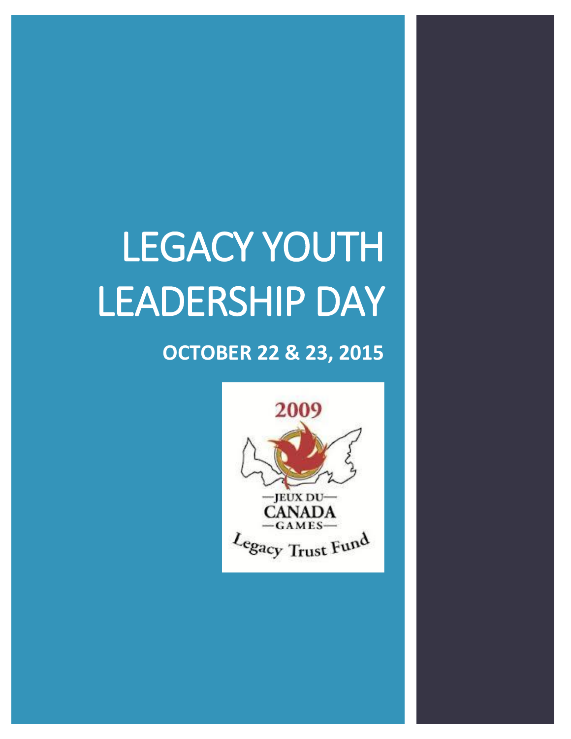# LEGACY YOUTH LEADERSHIP DAY

**OCTOBER 22 & 23, 2015**

2009

—JEUX DU—
CANADA
—GAMES—

Legacy Trust Fund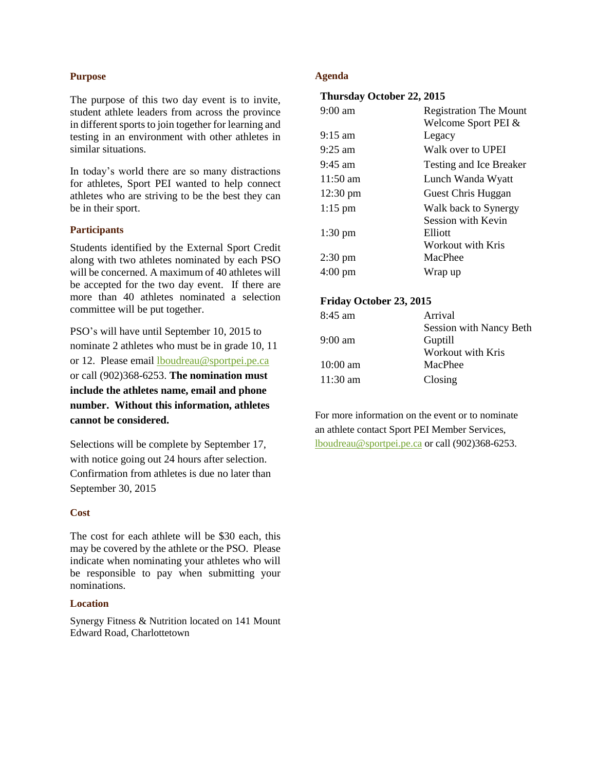## Purpose

The purpose of this two day event is to invite, student athlete leaders from across the province in different sports to join together for learning and testing in an environment with other athletes in similar situations.

In today's world there are so many distractions for athletes, Sport PEI wanted to help connect athletes who are striving to be the best they can be in their sport.

## Participants

Students identified by the External Sport Credit along with two athletes nominated by each PSO will be concerned. A maximum of 40 athletes will be accepted for the two day event. If there are more than 40 athletes nominated a selection committee will be put together.

PSO's will have until September 10, 2015 to nominate 2 athletes who must be in grade 10, 11 or 12. Please email lboudreau@sportpei.pe.ca or call (902)368-6253. **The nomination must include the athletes name, email and phone number. Without this information, athletes cannot be considered.**

Selections will be complete by September 17, with notice going out 24 hours after selection. Confirmation from athletes is due no later than September 30, 2015

## Cost

The cost for each athlete will be $30 each, this may be covered by the athlete or the PSO. Please indicate when nominating your athletes who will be responsible to pay when submitting your nominations.

## Location

Synergy Fitness & Nutrition located on 141 Mount Edward Road, Charlottetown

## Agenda

**Thursday October 22, 2015**

| | |
|---|---|
| 9:00 am | Registration The Mount |
| 9:15 am | Welcome Sport PEI & Legacy |
| 9:25 am | Walk over to UPEI |
| 9:45 am | Testing and Ice Breaker |
| 11:50 am | Lunch Wanda Wyatt |
| 12:30 pm | Guest Chris Huggan |
| 1:15 pm | Walk back to Synergy |
| 1:30 pm | Session with Kevin Elliott |
| 2:30 pm | Workout with Kris MacPhee |
| 4:00 pm | Wrap up |

**Friday October 23, 2015**

| | |
|---|---|
| 8:45 am | Arrival |
| 9:00 am | Session with Nancy Beth Guptill |
| 10:00 am | Workout with Kris MacPhee |
| 11:30 am | Closing |

For more information on the event or to nominate an athlete contact Sport PEI Member Services, lboudreau@sportpei.pe.ca or call (902)368-6253.